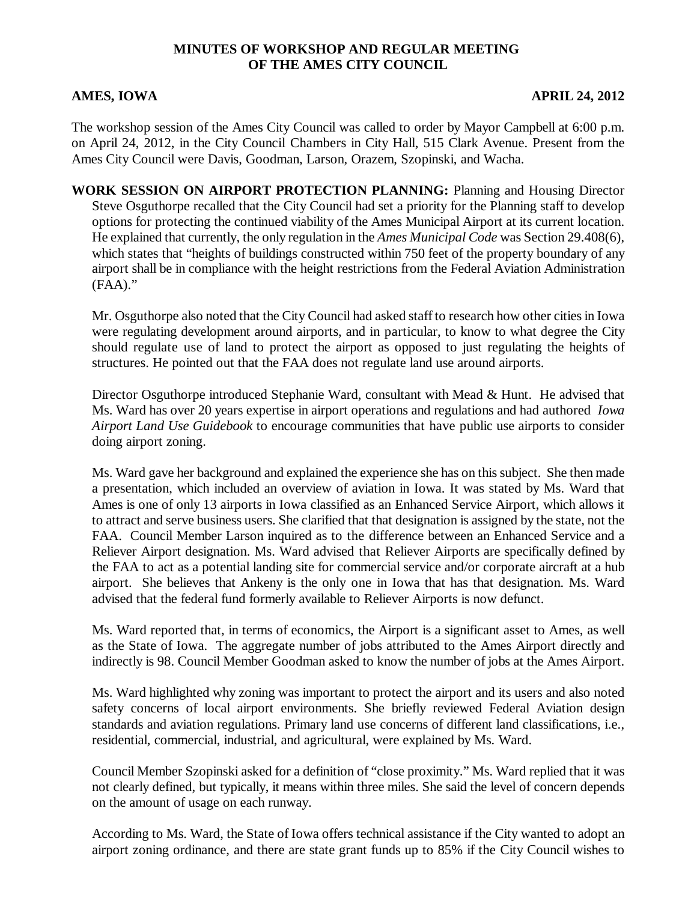# MINUTES OF WORKSHOP AND REGULAR MEETING OF THE AMES CITY COUNCIL

**AMES, IOWA** **APRIL 24, 2012**

The workshop session of the Ames City Council was called to order by Mayor Campbell at 6:00 p.m. on April 24, 2012, in the City Council Chambers in City Hall, 515 Clark Avenue. Present from the Ames City Council were Davis, Goodman, Larson, Orazem, Szopinski, and Wacha.

**WORK SESSION ON AIRPORT PROTECTION PLANNING:** Planning and Housing Director Steve Osguthorpe recalled that the City Council had set a priority for the Planning staff to develop options for protecting the continued viability of the Ames Municipal Airport at its current location. He explained that currently, the only regulation in the *Ames Municipal Code* was Section 29.408(6), which states that "heights of buildings constructed within 750 feet of the property boundary of any airport shall be in compliance with the height restrictions from the Federal Aviation Administration (FAA)."

Mr. Osguthorpe also noted that the City Council had asked staff to research how other cities in Iowa were regulating development around airports, and in particular, to know to what degree the City should regulate use of land to protect the airport as opposed to just regulating the heights of structures. He pointed out that the FAA does not regulate land use around airports.

Director Osguthorpe introduced Stephanie Ward, consultant with Mead & Hunt. He advised that Ms. Ward has over 20 years expertise in airport operations and regulations and had authored *Iowa Airport Land Use Guidebook* to encourage communities that have public use airports to consider doing airport zoning.

Ms. Ward gave her background and explained the experience she has on this subject. She then made a presentation, which included an overview of aviation in Iowa. It was stated by Ms. Ward that Ames is one of only 13 airports in Iowa classified as an Enhanced Service Airport, which allows it to attract and serve business users. She clarified that that designation is assigned by the state, not the FAA. Council Member Larson inquired as to the difference between an Enhanced Service and a Reliever Airport designation. Ms. Ward advised that Reliever Airports are specifically defined by the FAA to act as a potential landing site for commercial service and/or corporate aircraft at a hub airport. She believes that Ankeny is the only one in Iowa that has that designation. Ms. Ward advised that the federal fund formerly available to Reliever Airports is now defunct.

Ms. Ward reported that, in terms of economics, the Airport is a significant asset to Ames, as well as the State of Iowa. The aggregate number of jobs attributed to the Ames Airport directly and indirectly is 98. Council Member Goodman asked to know the number of jobs at the Ames Airport.

Ms. Ward highlighted why zoning was important to protect the airport and its users and also noted safety concerns of local airport environments. She briefly reviewed Federal Aviation design standards and aviation regulations. Primary land use concerns of different land classifications, i.e., residential, commercial, industrial, and agricultural, were explained by Ms. Ward.

Council Member Szopinski asked for a definition of "close proximity." Ms. Ward replied that it was not clearly defined, but typically, it means within three miles. She said the level of concern depends on the amount of usage on each runway.

According to Ms. Ward, the State of Iowa offers technical assistance if the City wanted to adopt an airport zoning ordinance, and there are state grant funds up to 85% if the City Council wishes to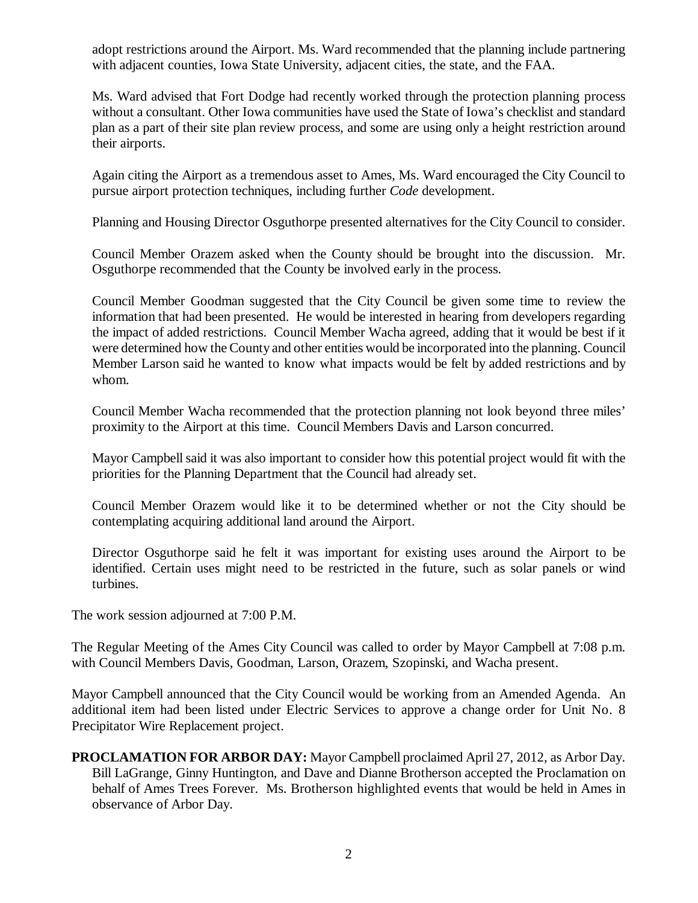adopt restrictions around the Airport. Ms. Ward recommended that the planning include partnering with adjacent counties, Iowa State University, adjacent cities, the state, and the FAA.

Ms. Ward advised that Fort Dodge had recently worked through the protection planning process without a consultant. Other Iowa communities have used the State of Iowa's checklist and standard plan as a part of their site plan review process, and some are using only a height restriction around their airports.

Again citing the Airport as a tremendous asset to Ames, Ms. Ward encouraged the City Council to pursue airport protection techniques, including further *Code* development.

Planning and Housing Director Osguthorpe presented alternatives for the City Council to consider.

Council Member Orazem asked when the County should be brought into the discussion. Mr. Osguthorpe recommended that the County be involved early in the process.

Council Member Goodman suggested that the City Council be given some time to review the information that had been presented. He would be interested in hearing from developers regarding the impact of added restrictions. Council Member Wacha agreed, adding that it would be best if it were determined how the County and other entities would be incorporated into the planning. Council Member Larson said he wanted to know what impacts would be felt by added restrictions and by whom.

Council Member Wacha recommended that the protection planning not look beyond three miles' proximity to the Airport at this time. Council Members Davis and Larson concurred.

Mayor Campbell said it was also important to consider how this potential project would fit with the priorities for the Planning Department that the Council had already set.

Council Member Orazem would like it to be determined whether or not the City should be contemplating acquiring additional land around the Airport.

Director Osguthorpe said he felt it was important for existing uses around the Airport to be identified. Certain uses might need to be restricted in the future, such as solar panels or wind turbines.

The work session adjourned at 7:00 P.M.

The Regular Meeting of the Ames City Council was called to order by Mayor Campbell at 7:08 p.m. with Council Members Davis, Goodman, Larson, Orazem, Szopinski, and Wacha present.

Mayor Campbell announced that the City Council would be working from an Amended Agenda. An additional item had been listed under Electric Services to approve a change order for Unit No. 8 Precipitator Wire Replacement project.

**PROCLAMATION FOR ARBOR DAY:** Mayor Campbell proclaimed April 27, 2012, as Arbor Day. Bill LaGrange, Ginny Huntington, and Dave and Dianne Brotherson accepted the Proclamation on behalf of Ames Trees Forever. Ms. Brotherson highlighted events that would be held in Ames in observance of Arbor Day.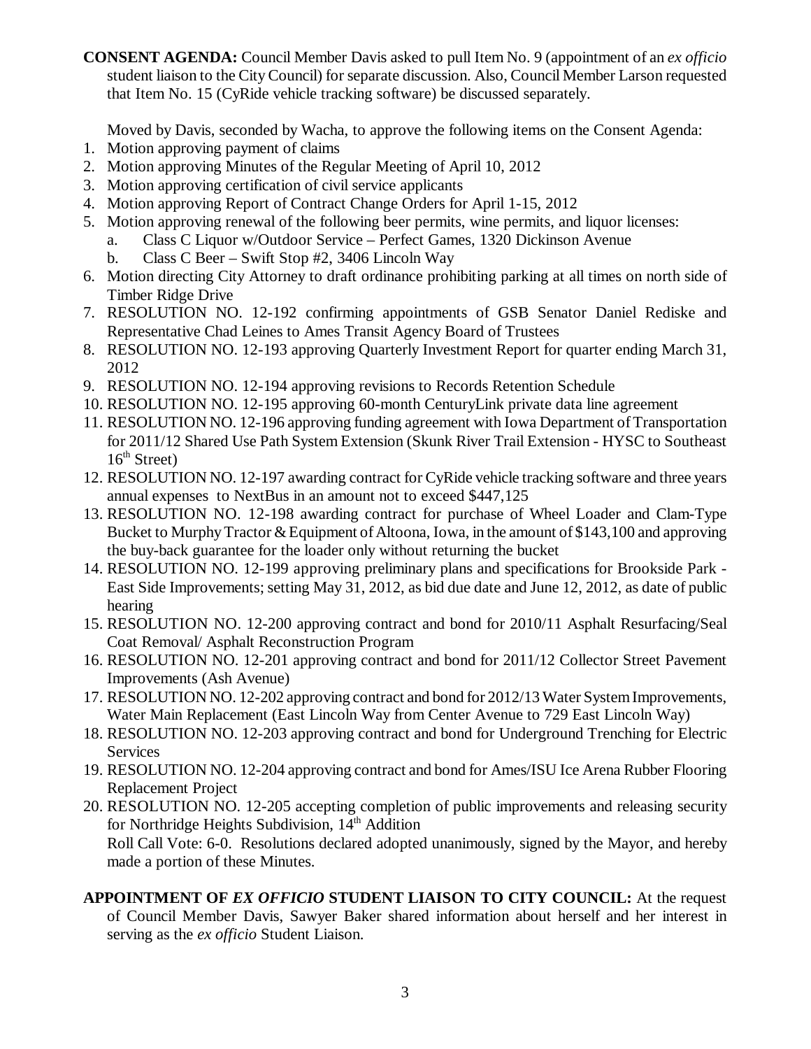**CONSENT AGENDA:** Council Member Davis asked to pull Item No. 9 (appointment of an *ex officio* student liaison to the City Council) for separate discussion. Also, Council Member Larson requested that Item No. 15 (CyRide vehicle tracking software) be discussed separately.

Moved by Davis, seconded by Wacha, to approve the following items on the Consent Agenda:

1. Motion approving payment of claims
2. Motion approving Minutes of the Regular Meeting of April 10, 2012
3. Motion approving certification of civil service applicants
4. Motion approving Report of Contract Change Orders for April 1-15, 2012
5. Motion approving renewal of the following beer permits, wine permits, and liquor licenses:
   a. Class C Liquor w/Outdoor Service – Perfect Games, 1320 Dickinson Avenue
   b. Class C Beer – Swift Stop #2, 3406 Lincoln Way
6. Motion directing City Attorney to draft ordinance prohibiting parking at all times on north side of Timber Ridge Drive
7. RESOLUTION NO. 12-192 confirming appointments of GSB Senator Daniel Rediske and Representative Chad Leines to Ames Transit Agency Board of Trustees
8. RESOLUTION NO. 12-193 approving Quarterly Investment Report for quarter ending March 31, 2012
9. RESOLUTION NO. 12-194 approving revisions to Records Retention Schedule
10. RESOLUTION NO. 12-195 approving 60-month CenturyLink private data line agreement
11. RESOLUTION NO. 12-196 approving funding agreement with Iowa Department of Transportation for 2011/12 Shared Use Path System Extension (Skunk River Trail Extension - HYSC to Southeast 16th Street)
12. RESOLUTION NO. 12-197 awarding contract for CyRide vehicle tracking software and three years annual expenses to NextBus in an amount not to exceed $447,125
13. RESOLUTION NO. 12-198 awarding contract for purchase of Wheel Loader and Clam-Type Bucket to Murphy Tractor & Equipment of Altoona, Iowa, in the amount of $143,100 and approving the buy-back guarantee for the loader only without returning the bucket
14. RESOLUTION NO. 12-199 approving preliminary plans and specifications for Brookside Park - East Side Improvements; setting May 31, 2012, as bid due date and June 12, 2012, as date of public hearing
15. RESOLUTION NO. 12-200 approving contract and bond for 2010/11 Asphalt Resurfacing/Seal Coat Removal/ Asphalt Reconstruction Program
16. RESOLUTION NO. 12-201 approving contract and bond for 2011/12 Collector Street Pavement Improvements (Ash Avenue)
17. RESOLUTION NO. 12-202 approving contract and bond for 2012/13 Water System Improvements, Water Main Replacement (East Lincoln Way from Center Avenue to 729 East Lincoln Way)
18. RESOLUTION NO. 12-203 approving contract and bond for Underground Trenching for Electric Services
19. RESOLUTION NO. 12-204 approving contract and bond for Ames/ISU Ice Arena Rubber Flooring Replacement Project
20. RESOLUTION NO. 12-205 accepting completion of public improvements and releasing security for Northridge Heights Subdivision, 14th Addition

Roll Call Vote: 6-0. Resolutions declared adopted unanimously, signed by the Mayor, and hereby made a portion of these Minutes.

**APPOINTMENT OF *EX OFFICIO* STUDENT LIAISON TO CITY COUNCIL:** At the request of Council Member Davis, Sawyer Baker shared information about herself and her interest in serving as the *ex officio* Student Liaison.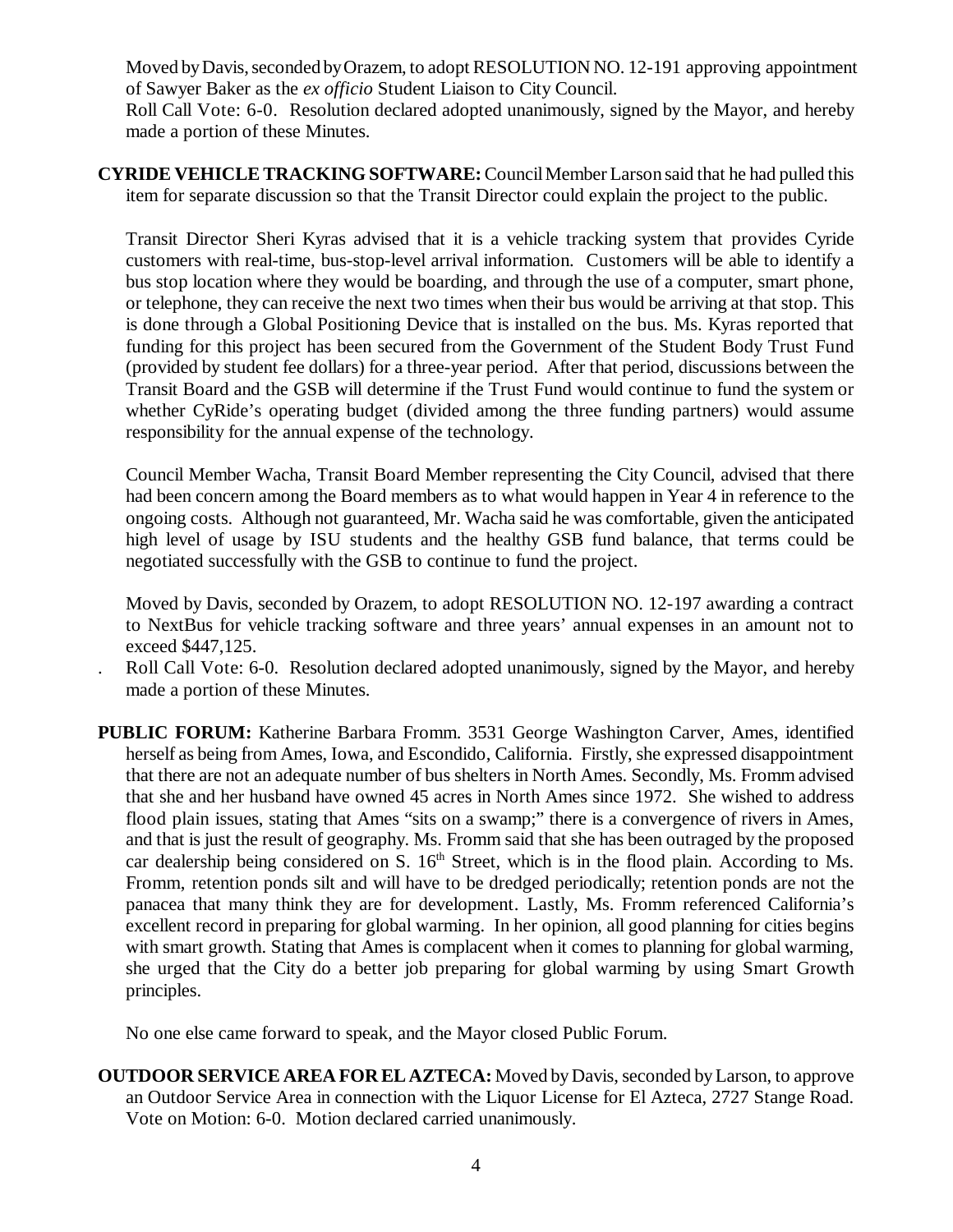Moved by Davis, seconded by Orazem, to adopt RESOLUTION NO. 12-191 approving appointment of Sawyer Baker as the *ex officio* Student Liaison to City Council.
Roll Call Vote: 6-0. Resolution declared adopted unanimously, signed by the Mayor, and hereby made a portion of these Minutes.

**CYRIDE VEHICLE TRACKING SOFTWARE:** Council Member Larson said that he had pulled this item for separate discussion so that the Transit Director could explain the project to the public.

Transit Director Sheri Kyras advised that it is a vehicle tracking system that provides Cyride customers with real-time, bus-stop-level arrival information. Customers will be able to identify a bus stop location where they would be boarding, and through the use of a computer, smart phone, or telephone, they can receive the next two times when their bus would be arriving at that stop. This is done through a Global Positioning Device that is installed on the bus. Ms. Kyras reported that funding for this project has been secured from the Government of the Student Body Trust Fund (provided by student fee dollars) for a three-year period. After that period, discussions between the Transit Board and the GSB will determine if the Trust Fund would continue to fund the system or whether CyRide's operating budget (divided among the three funding partners) would assume responsibility for the annual expense of the technology.

Council Member Wacha, Transit Board Member representing the City Council, advised that there had been concern among the Board members as to what would happen in Year 4 in reference to the ongoing costs. Although not guaranteed, Mr. Wacha said he was comfortable, given the anticipated high level of usage by ISU students and the healthy GSB fund balance, that terms could be negotiated successfully with the GSB to continue to fund the project.

Moved by Davis, seconded by Orazem, to adopt RESOLUTION NO. 12-197 awarding a contract to NextBus for vehicle tracking software and three years' annual expenses in an amount not to exceed $447,125.
. Roll Call Vote: 6-0. Resolution declared adopted unanimously, signed by the Mayor, and hereby made a portion of these Minutes.

**PUBLIC FORUM:** Katherine Barbara Fromm. 3531 George Washington Carver, Ames, identified herself as being from Ames, Iowa, and Escondido, California. Firstly, she expressed disappointment that there are not an adequate number of bus shelters in North Ames. Secondly, Ms. Fromm advised that she and her husband have owned 45 acres in North Ames since 1972. She wished to address flood plain issues, stating that Ames "sits on a swamp;" there is a convergence of rivers in Ames, and that is just the result of geography. Ms. Fromm said that she has been outraged by the proposed car dealership being considered on S. 16th Street, which is in the flood plain. According to Ms. Fromm, retention ponds silt and will have to be dredged periodically; retention ponds are not the panacea that many think they are for development. Lastly, Ms. Fromm referenced California's excellent record in preparing for global warming. In her opinion, all good planning for cities begins with smart growth. Stating that Ames is complacent when it comes to planning for global warming, she urged that the City do a better job preparing for global warming by using Smart Growth principles.

No one else came forward to speak, and the Mayor closed Public Forum.

**OUTDOOR SERVICE AREA FOR EL AZTECA:** Moved by Davis, seconded by Larson, to approve an Outdoor Service Area in connection with the Liquor License for El Azteca, 2727 Stange Road. Vote on Motion: 6-0. Motion declared carried unanimously.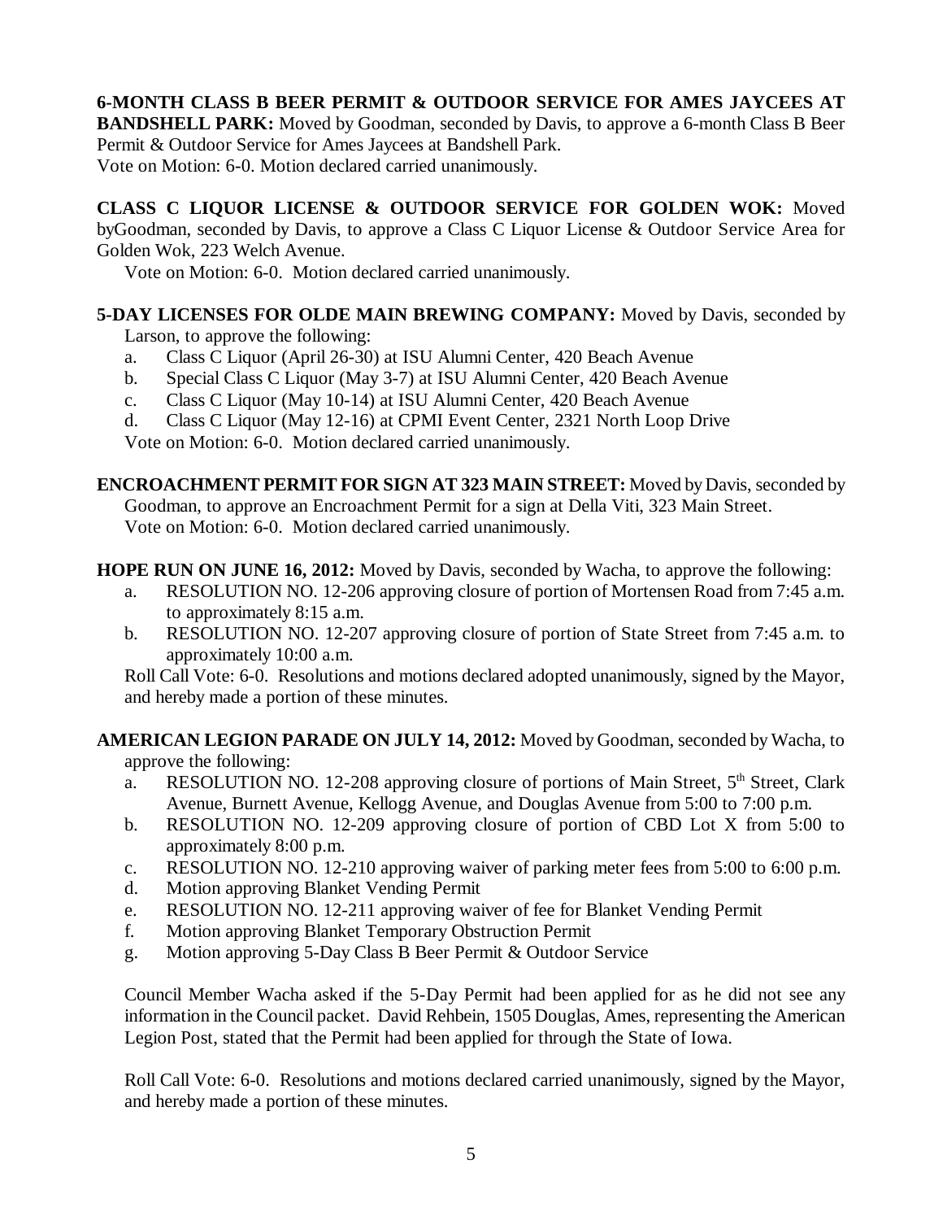**6-MONTH CLASS B BEER PERMIT & OUTDOOR SERVICE FOR AMES JAYCEES AT BANDSHELL PARK:** Moved by Goodman, seconded by Davis, to approve a 6-month Class B Beer Permit & Outdoor Service for Ames Jaycees at Bandshell Park.
Vote on Motion: 6-0. Motion declared carried unanimously.

**CLASS C LIQUOR LICENSE & OUTDOOR SERVICE FOR GOLDEN WOK:** Moved byGoodman, seconded by Davis, to approve a Class C Liquor License & Outdoor Service Area for Golden Wok, 223 Welch Avenue.

Vote on Motion: 6-0. Motion declared carried unanimously.

**5-DAY LICENSES FOR OLDE MAIN BREWING COMPANY:** Moved by Davis, seconded by Larson, to approve the following:

a. Class C Liquor (April 26-30) at ISU Alumni Center, 420 Beach Avenue
b. Special Class C Liquor (May 3-7) at ISU Alumni Center, 420 Beach Avenue
c. Class C Liquor (May 10-14) at ISU Alumni Center, 420 Beach Avenue
d. Class C Liquor (May 12-16) at CPMI Event Center, 2321 North Loop Drive

Vote on Motion: 6-0. Motion declared carried unanimously.

**ENCROACHMENT PERMIT FOR SIGN AT 323 MAIN STREET:** Moved by Davis, seconded by Goodman, to approve an Encroachment Permit for a sign at Della Viti, 323 Main Street.
Vote on Motion: 6-0. Motion declared carried unanimously.

**HOPE RUN ON JUNE 16, 2012:** Moved by Davis, seconded by Wacha, to approve the following:

a. RESOLUTION NO. 12-206 approving closure of portion of Mortensen Road from 7:45 a.m. to approximately 8:15 a.m.
b. RESOLUTION NO. 12-207 approving closure of portion of State Street from 7:45 a.m. to approximately 10:00 a.m.

Roll Call Vote: 6-0. Resolutions and motions declared adopted unanimously, signed by the Mayor, and hereby made a portion of these minutes.

**AMERICAN LEGION PARADE ON JULY 14, 2012:** Moved by Goodman, seconded by Wacha, to approve the following:

a. RESOLUTION NO. 12-208 approving closure of portions of Main Street, 5th Street, Clark Avenue, Burnett Avenue, Kellogg Avenue, and Douglas Avenue from 5:00 to 7:00 p.m.
b. RESOLUTION NO. 12-209 approving closure of portion of CBD Lot X from 5:00 to approximately 8:00 p.m.
c. RESOLUTION NO. 12-210 approving waiver of parking meter fees from 5:00 to 6:00 p.m.
d. Motion approving Blanket Vending Permit
e. RESOLUTION NO. 12-211 approving waiver of fee for Blanket Vending Permit
f. Motion approving Blanket Temporary Obstruction Permit
g. Motion approving 5-Day Class B Beer Permit & Outdoor Service

Council Member Wacha asked if the 5-Day Permit had been applied for as he did not see any information in the Council packet. David Rehbein, 1505 Douglas, Ames, representing the American Legion Post, stated that the Permit had been applied for through the State of Iowa.

Roll Call Vote: 6-0. Resolutions and motions declared carried unanimously, signed by the Mayor, and hereby made a portion of these minutes.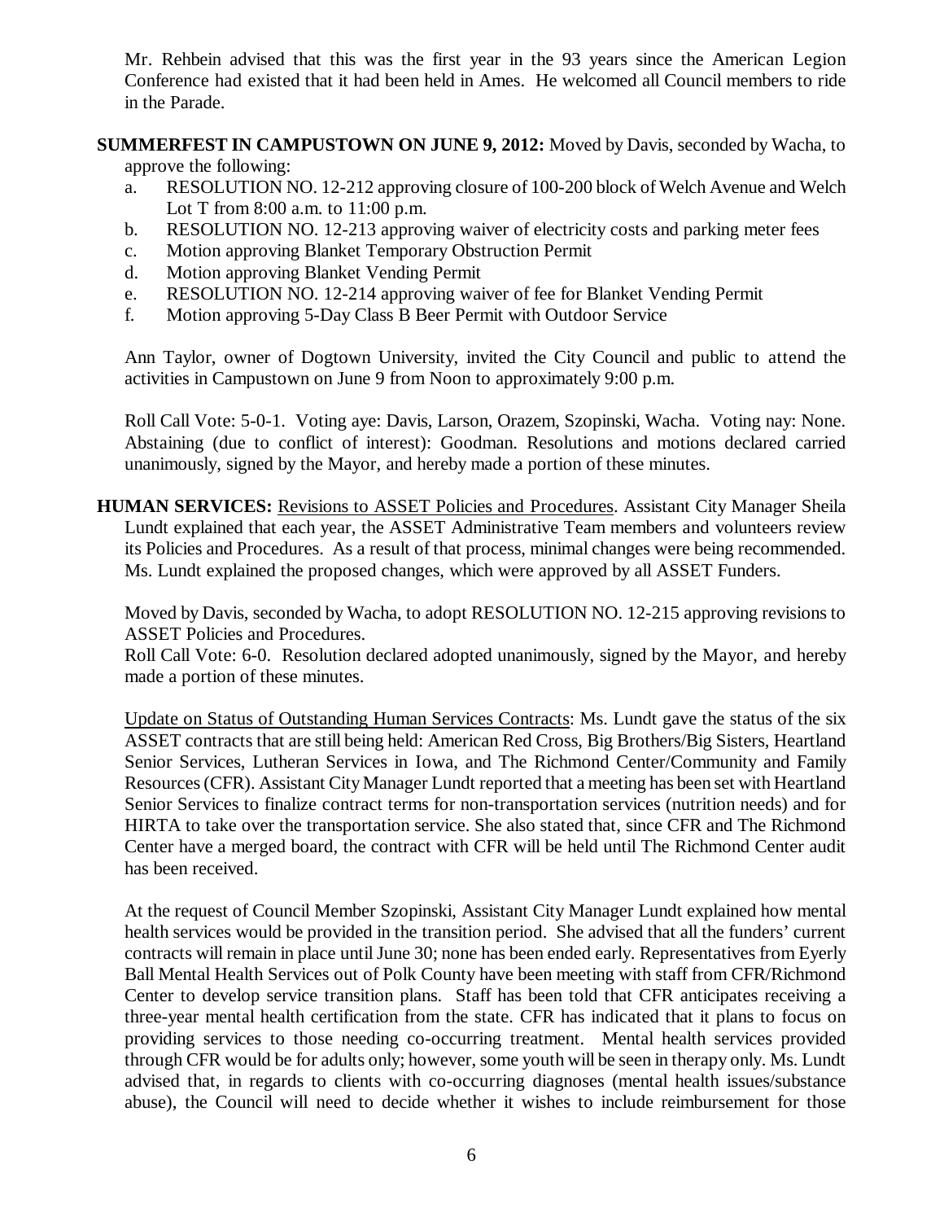Mr. Rehbein advised that this was the first year in the 93 years since the American Legion Conference had existed that it had been held in Ames. He welcomed all Council members to ride in the Parade.

**SUMMERFEST IN CAMPUSTOWN ON JUNE 9, 2012:** Moved by Davis, seconded by Wacha, to approve the following:

a. RESOLUTION NO. 12-212 approving closure of 100-200 block of Welch Avenue and Welch Lot T from 8:00 a.m. to 11:00 p.m.
b. RESOLUTION NO. 12-213 approving waiver of electricity costs and parking meter fees
c. Motion approving Blanket Temporary Obstruction Permit
d. Motion approving Blanket Vending Permit
e. RESOLUTION NO. 12-214 approving waiver of fee for Blanket Vending Permit
f. Motion approving 5-Day Class B Beer Permit with Outdoor Service

Ann Taylor, owner of Dogtown University, invited the City Council and public to attend the activities in Campustown on June 9 from Noon to approximately 9:00 p.m.

Roll Call Vote: 5-0-1. Voting aye: Davis, Larson, Orazem, Szopinski, Wacha. Voting nay: None. Abstaining (due to conflict of interest): Goodman. Resolutions and motions declared carried unanimously, signed by the Mayor, and hereby made a portion of these minutes.

**HUMAN SERVICES:** Revisions to ASSET Policies and Procedures. Assistant City Manager Sheila Lundt explained that each year, the ASSET Administrative Team members and volunteers review its Policies and Procedures. As a result of that process, minimal changes were being recommended. Ms. Lundt explained the proposed changes, which were approved by all ASSET Funders.

Moved by Davis, seconded by Wacha, to adopt RESOLUTION NO. 12-215 approving revisions to ASSET Policies and Procedures.
Roll Call Vote: 6-0. Resolution declared adopted unanimously, signed by the Mayor, and hereby made a portion of these minutes.

Update on Status of Outstanding Human Services Contracts: Ms. Lundt gave the status of the six ASSET contracts that are still being held: American Red Cross, Big Brothers/Big Sisters, Heartland Senior Services, Lutheran Services in Iowa, and The Richmond Center/Community and Family Resources (CFR). Assistant City Manager Lundt reported that a meeting has been set with Heartland Senior Services to finalize contract terms for non-transportation services (nutrition needs) and for HIRTA to take over the transportation service. She also stated that, since CFR and The Richmond Center have a merged board, the contract with CFR will be held until The Richmond Center audit has been received.

At the request of Council Member Szopinski, Assistant City Manager Lundt explained how mental health services would be provided in the transition period. She advised that all the funders' current contracts will remain in place until June 30; none has been ended early. Representatives from Eyerly Ball Mental Health Services out of Polk County have been meeting with staff from CFR/Richmond Center to develop service transition plans. Staff has been told that CFR anticipates receiving a three-year mental health certification from the state. CFR has indicated that it plans to focus on providing services to those needing co-occurring treatment. Mental health services provided through CFR would be for adults only; however, some youth will be seen in therapy only. Ms. Lundt advised that, in regards to clients with co-occurring diagnoses (mental health issues/substance abuse), the Council will need to decide whether it wishes to include reimbursement for those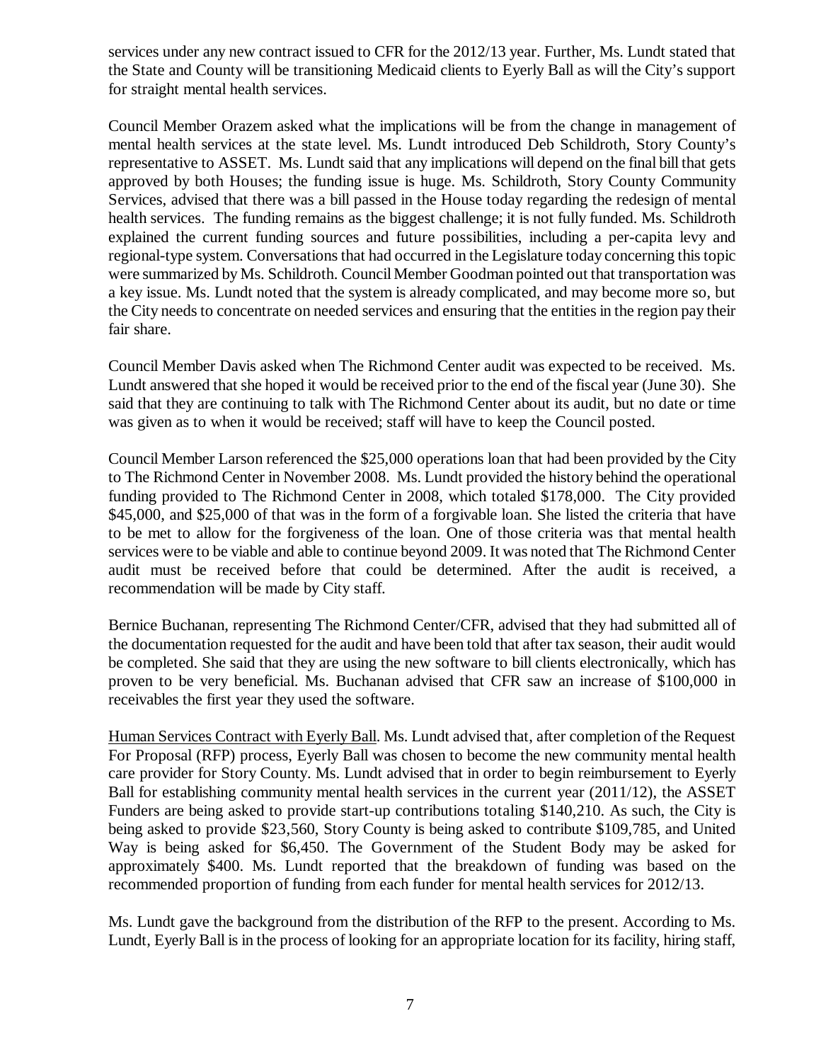services under any new contract issued to CFR for the 2012/13 year. Further, Ms. Lundt stated that the State and County will be transitioning Medicaid clients to Eyerly Ball as will the City's support for straight mental health services.

Council Member Orazem asked what the implications will be from the change in management of mental health services at the state level. Ms. Lundt introduced Deb Schildroth, Story County's representative to ASSET. Ms. Lundt said that any implications will depend on the final bill that gets approved by both Houses; the funding issue is huge. Ms. Schildroth, Story County Community Services, advised that there was a bill passed in the House today regarding the redesign of mental health services. The funding remains as the biggest challenge; it is not fully funded. Ms. Schildroth explained the current funding sources and future possibilities, including a per-capita levy and regional-type system. Conversations that had occurred in the Legislature today concerning this topic were summarized by Ms. Schildroth. Council Member Goodman pointed out that transportation was a key issue. Ms. Lundt noted that the system is already complicated, and may become more so, but the City needs to concentrate on needed services and ensuring that the entities in the region pay their fair share.

Council Member Davis asked when The Richmond Center audit was expected to be received. Ms. Lundt answered that she hoped it would be received prior to the end of the fiscal year (June 30). She said that they are continuing to talk with The Richmond Center about its audit, but no date or time was given as to when it would be received; staff will have to keep the Council posted.

Council Member Larson referenced the $25,000 operations loan that had been provided by the City to The Richmond Center in November 2008. Ms. Lundt provided the history behind the operational funding provided to The Richmond Center in 2008, which totaled $178,000. The City provided $45,000, and $25,000 of that was in the form of a forgivable loan. She listed the criteria that have to be met to allow for the forgiveness of the loan. One of those criteria was that mental health services were to be viable and able to continue beyond 2009. It was noted that The Richmond Center audit must be received before that could be determined. After the audit is received, a recommendation will be made by City staff.

Bernice Buchanan, representing The Richmond Center/CFR, advised that they had submitted all of the documentation requested for the audit and have been told that after tax season, their audit would be completed. She said that they are using the new software to bill clients electronically, which has proven to be very beneficial. Ms. Buchanan advised that CFR saw an increase of $100,000 in receivables the first year they used the software.

Human Services Contract with Eyerly Ball. Ms. Lundt advised that, after completion of the Request For Proposal (RFP) process, Eyerly Ball was chosen to become the new community mental health care provider for Story County. Ms. Lundt advised that in order to begin reimbursement to Eyerly Ball for establishing community mental health services in the current year (2011/12), the ASSET Funders are being asked to provide start-up contributions totaling $140,210. As such, the City is being asked to provide $23,560, Story County is being asked to contribute $109,785, and United Way is being asked for $6,450. The Government of the Student Body may be asked for approximately $400. Ms. Lundt reported that the breakdown of funding was based on the recommended proportion of funding from each funder for mental health services for 2012/13.

Ms. Lundt gave the background from the distribution of the RFP to the present. According to Ms. Lundt, Eyerly Ball is in the process of looking for an appropriate location for its facility, hiring staff,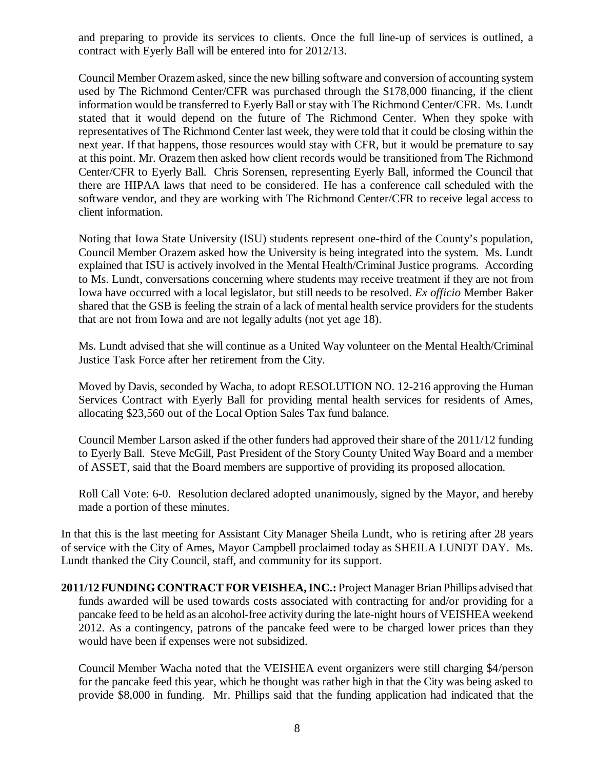and preparing to provide its services to clients. Once the full line-up of services is outlined, a contract with Eyerly Ball will be entered into for 2012/13.

Council Member Orazem asked, since the new billing software and conversion of accounting system used by The Richmond Center/CFR was purchased through the $178,000 financing, if the client information would be transferred to Eyerly Ball or stay with The Richmond Center/CFR. Ms. Lundt stated that it would depend on the future of The Richmond Center. When they spoke with representatives of The Richmond Center last week, they were told that it could be closing within the next year. If that happens, those resources would stay with CFR, but it would be premature to say at this point. Mr. Orazem then asked how client records would be transitioned from The Richmond Center/CFR to Eyerly Ball. Chris Sorensen, representing Eyerly Ball, informed the Council that there are HIPAA laws that need to be considered. He has a conference call scheduled with the software vendor, and they are working with The Richmond Center/CFR to receive legal access to client information.

Noting that Iowa State University (ISU) students represent one-third of the County's population, Council Member Orazem asked how the University is being integrated into the system. Ms. Lundt explained that ISU is actively involved in the Mental Health/Criminal Justice programs. According to Ms. Lundt, conversations concerning where students may receive treatment if they are not from Iowa have occurred with a local legislator, but still needs to be resolved. *Ex officio* Member Baker shared that the GSB is feeling the strain of a lack of mental health service providers for the students that are not from Iowa and are not legally adults (not yet age 18).

Ms. Lundt advised that she will continue as a United Way volunteer on the Mental Health/Criminal Justice Task Force after her retirement from the City.

Moved by Davis, seconded by Wacha, to adopt RESOLUTION NO. 12-216 approving the Human Services Contract with Eyerly Ball for providing mental health services for residents of Ames, allocating $23,560 out of the Local Option Sales Tax fund balance.

Council Member Larson asked if the other funders had approved their share of the 2011/12 funding to Eyerly Ball. Steve McGill, Past President of the Story County United Way Board and a member of ASSET, said that the Board members are supportive of providing its proposed allocation.

Roll Call Vote: 6-0. Resolution declared adopted unanimously, signed by the Mayor, and hereby made a portion of these minutes.

In that this is the last meeting for Assistant City Manager Sheila Lundt, who is retiring after 28 years of service with the City of Ames, Mayor Campbell proclaimed today as SHEILA LUNDT DAY. Ms. Lundt thanked the City Council, staff, and community for its support.

**2011/12 FUNDING CONTRACT FOR VEISHEA, INC.:** Project Manager Brian Phillips advised that funds awarded will be used towards costs associated with contracting for and/or providing for a pancake feed to be held as an alcohol-free activity during the late-night hours of VEISHEA weekend 2012. As a contingency, patrons of the pancake feed were to be charged lower prices than they would have been if expenses were not subsidized.

Council Member Wacha noted that the VEISHEA event organizers were still charging $4/person for the pancake feed this year, which he thought was rather high in that the City was being asked to provide $8,000 in funding. Mr. Phillips said that the funding application had indicated that the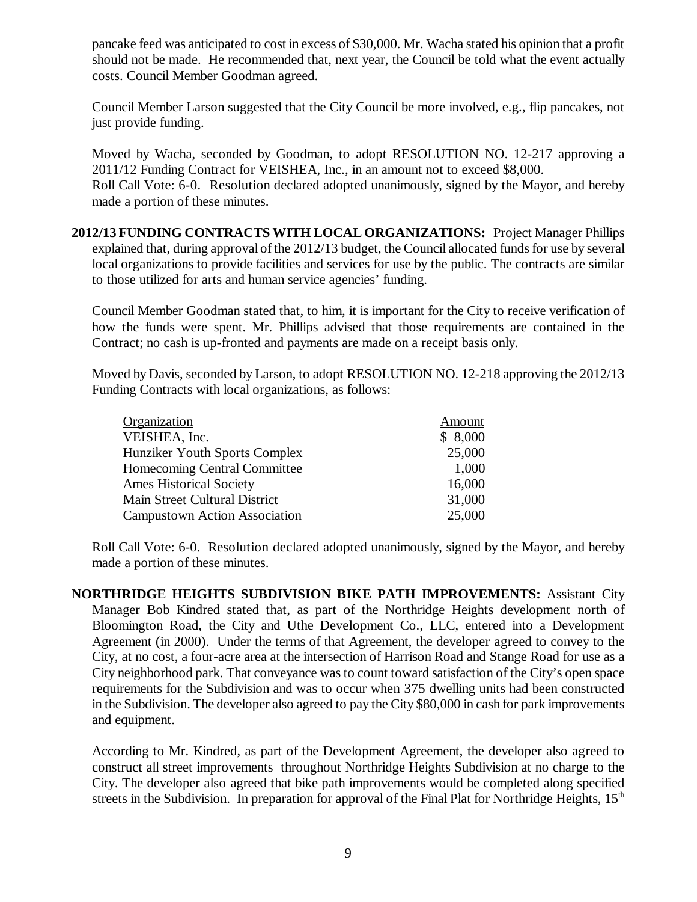pancake feed was anticipated to cost in excess of $30,000. Mr. Wacha stated his opinion that a profit should not be made. He recommended that, next year, the Council be told what the event actually costs. Council Member Goodman agreed.

Council Member Larson suggested that the City Council be more involved, e.g., flip pancakes, not just provide funding.

Moved by Wacha, seconded by Goodman, to adopt RESOLUTION NO. 12-217 approving a 2011/12 Funding Contract for VEISHEA, Inc., in an amount not to exceed $8,000.
Roll Call Vote: 6-0. Resolution declared adopted unanimously, signed by the Mayor, and hereby made a portion of these minutes.

**2012/13 FUNDING CONTRACTS WITH LOCAL ORGANIZATIONS:** Project Manager Phillips explained that, during approval of the 2012/13 budget, the Council allocated funds for use by several local organizations to provide facilities and services for use by the public. The contracts are similar to those utilized for arts and human service agencies' funding.

Council Member Goodman stated that, to him, it is important for the City to receive verification of how the funds were spent. Mr. Phillips advised that those requirements are contained in the Contract; no cash is up-fronted and payments are made on a receipt basis only.

Moved by Davis, seconded by Larson, to adopt RESOLUTION NO. 12-218 approving the 2012/13 Funding Contracts with local organizations, as follows:

| Organization | Amount |
|---|---|
| VEISHEA, Inc. | $ 8,000 |
| Hunziker Youth Sports Complex | 25,000 |
| Homecoming Central Committee | 1,000 |
| Ames Historical Society | 16,000 |
| Main Street Cultural District | 31,000 |
| Campustown Action Association | 25,000 |

Roll Call Vote: 6-0. Resolution declared adopted unanimously, signed by the Mayor, and hereby made a portion of these minutes.

**NORTHRIDGE HEIGHTS SUBDIVISION BIKE PATH IMPROVEMENTS:** Assistant City Manager Bob Kindred stated that, as part of the Northridge Heights development north of Bloomington Road, the City and Uthe Development Co., LLC, entered into a Development Agreement (in 2000). Under the terms of that Agreement, the developer agreed to convey to the City, at no cost, a four-acre area at the intersection of Harrison Road and Stange Road for use as a City neighborhood park. That conveyance was to count toward satisfaction of the City's open space requirements for the Subdivision and was to occur when 375 dwelling units had been constructed in the Subdivision. The developer also agreed to pay the City $80,000 in cash for park improvements and equipment.

According to Mr. Kindred, as part of the Development Agreement, the developer also agreed to construct all street improvements throughout Northridge Heights Subdivision at no charge to the City. The developer also agreed that bike path improvements would be completed along specified streets in the Subdivision. In preparation for approval of the Final Plat for Northridge Heights, 15th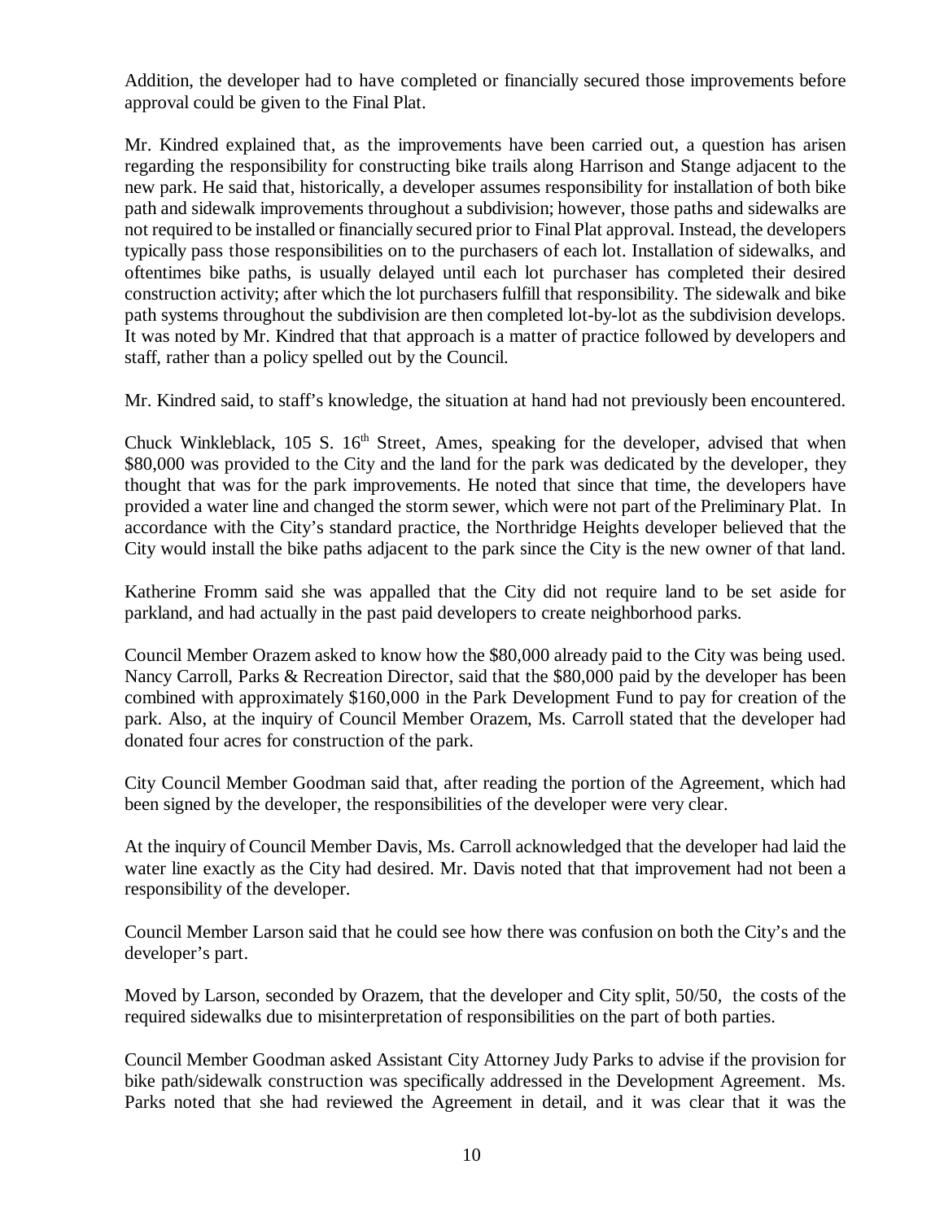Addition, the developer had to have completed or financially secured those improvements before approval could be given to the Final Plat.

Mr. Kindred explained that, as the improvements have been carried out, a question has arisen regarding the responsibility for constructing bike trails along Harrison and Stange adjacent to the new park. He said that, historically, a developer assumes responsibility for installation of both bike path and sidewalk improvements throughout a subdivision; however, those paths and sidewalks are not required to be installed or financially secured prior to Final Plat approval. Instead, the developers typically pass those responsibilities on to the purchasers of each lot. Installation of sidewalks, and oftentimes bike paths, is usually delayed until each lot purchaser has completed their desired construction activity; after which the lot purchasers fulfill that responsibility. The sidewalk and bike path systems throughout the subdivision are then completed lot-by-lot as the subdivision develops. It was noted by Mr. Kindred that that approach is a matter of practice followed by developers and staff, rather than a policy spelled out by the Council.

Mr. Kindred said, to staff's knowledge, the situation at hand had not previously been encountered.

Chuck Winkleblack, 105 S. 16th Street, Ames, speaking for the developer, advised that when \$80,000 was provided to the City and the land for the park was dedicated by the developer, they thought that was for the park improvements. He noted that since that time, the developers have provided a water line and changed the storm sewer, which were not part of the Preliminary Plat. In accordance with the City's standard practice, the Northridge Heights developer believed that the City would install the bike paths adjacent to the park since the City is the new owner of that land.

Katherine Fromm said she was appalled that the City did not require land to be set aside for parkland, and had actually in the past paid developers to create neighborhood parks.

Council Member Orazem asked to know how the \$80,000 already paid to the City was being used. Nancy Carroll, Parks & Recreation Director, said that the \$80,000 paid by the developer has been combined with approximately \$160,000 in the Park Development Fund to pay for creation of the park. Also, at the inquiry of Council Member Orazem, Ms. Carroll stated that the developer had donated four acres for construction of the park.

City Council Member Goodman said that, after reading the portion of the Agreement, which had been signed by the developer, the responsibilities of the developer were very clear.

At the inquiry of Council Member Davis, Ms. Carroll acknowledged that the developer had laid the water line exactly as the City had desired. Mr. Davis noted that that improvement had not been a responsibility of the developer.

Council Member Larson said that he could see how there was confusion on both the City's and the developer's part.

Moved by Larson, seconded by Orazem, that the developer and City split, 50/50, the costs of the required sidewalks due to misinterpretation of responsibilities on the part of both parties.

Council Member Goodman asked Assistant City Attorney Judy Parks to advise if the provision for bike path/sidewalk construction was specifically addressed in the Development Agreement. Ms. Parks noted that she had reviewed the Agreement in detail, and it was clear that it was the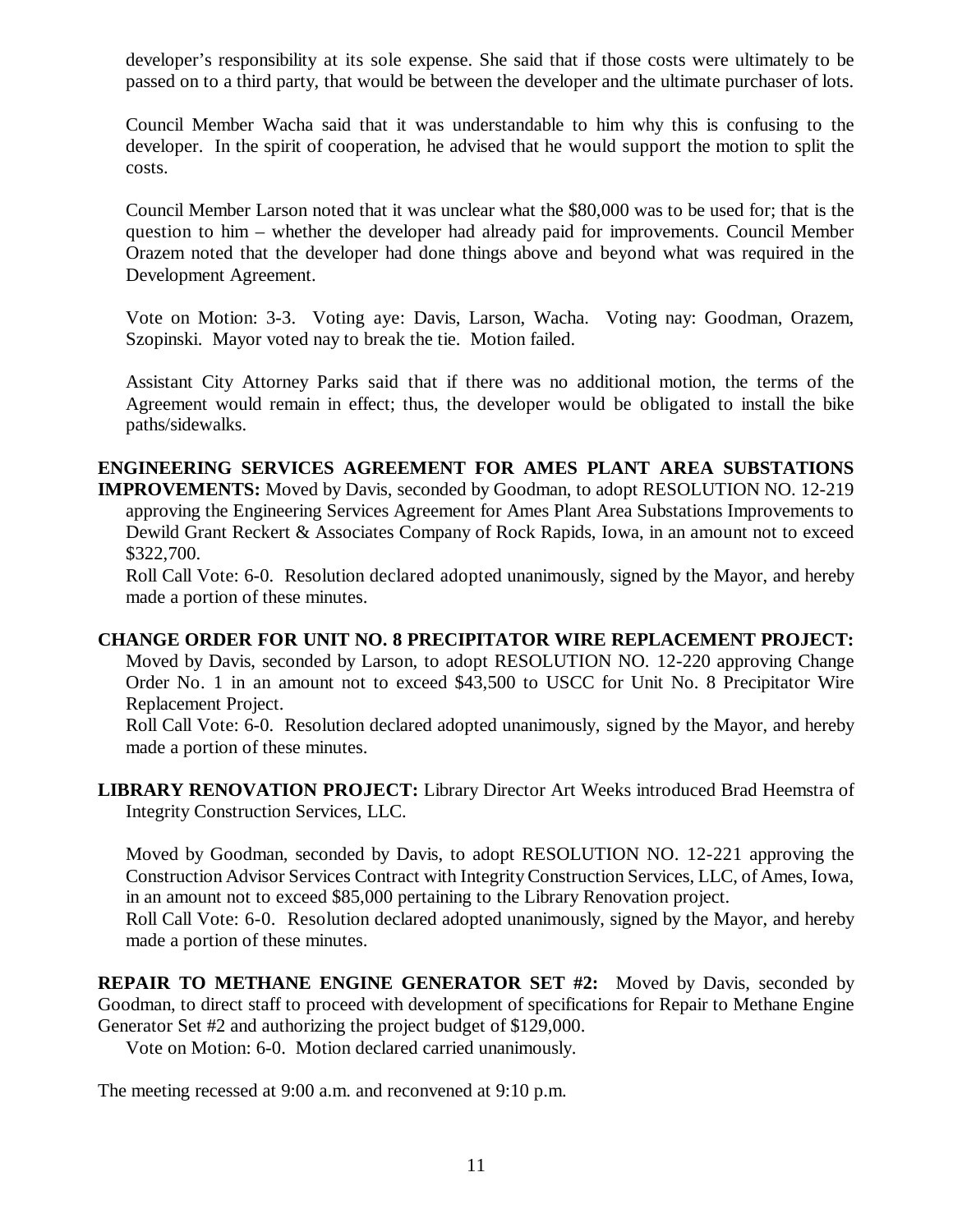developer's responsibility at its sole expense. She said that if those costs were ultimately to be passed on to a third party, that would be between the developer and the ultimate purchaser of lots.

Council Member Wacha said that it was understandable to him why this is confusing to the developer. In the spirit of cooperation, he advised that he would support the motion to split the costs.

Council Member Larson noted that it was unclear what the $80,000 was to be used for; that is the question to him – whether the developer had already paid for improvements. Council Member Orazem noted that the developer had done things above and beyond what was required in the Development Agreement.

Vote on Motion: 3-3. Voting aye: Davis, Larson, Wacha. Voting nay: Goodman, Orazem, Szopinski. Mayor voted nay to break the tie. Motion failed.

Assistant City Attorney Parks said that if there was no additional motion, the terms of the Agreement would remain in effect; thus, the developer would be obligated to install the bike paths/sidewalks.

**ENGINEERING SERVICES AGREEMENT FOR AMES PLANT AREA SUBSTATIONS IMPROVEMENTS:** Moved by Davis, seconded by Goodman, to adopt RESOLUTION NO. 12-219 approving the Engineering Services Agreement for Ames Plant Area Substations Improvements to Dewild Grant Reckert & Associates Company of Rock Rapids, Iowa, in an amount not to exceed $322,700.

Roll Call Vote: 6-0. Resolution declared adopted unanimously, signed by the Mayor, and hereby made a portion of these minutes.

**CHANGE ORDER FOR UNIT NO. 8 PRECIPITATOR WIRE REPLACEMENT PROJECT:** Moved by Davis, seconded by Larson, to adopt RESOLUTION NO. 12-220 approving Change Order No. 1 in an amount not to exceed $43,500 to USCC for Unit No. 8 Precipitator Wire Replacement Project.

Roll Call Vote: 6-0. Resolution declared adopted unanimously, signed by the Mayor, and hereby made a portion of these minutes.

**LIBRARY RENOVATION PROJECT:** Library Director Art Weeks introduced Brad Heemstra of Integrity Construction Services, LLC.

Moved by Goodman, seconded by Davis, to adopt RESOLUTION NO. 12-221 approving the Construction Advisor Services Contract with Integrity Construction Services, LLC, of Ames, Iowa, in an amount not to exceed $85,000 pertaining to the Library Renovation project.

Roll Call Vote: 6-0. Resolution declared adopted unanimously, signed by the Mayor, and hereby made a portion of these minutes.

**REPAIR TO METHANE ENGINE GENERATOR SET #2:** Moved by Davis, seconded by Goodman, to direct staff to proceed with development of specifications for Repair to Methane Engine Generator Set #2 and authorizing the project budget of $129,000.

Vote on Motion: 6-0. Motion declared carried unanimously.

The meeting recessed at 9:00 a.m. and reconvened at 9:10 p.m.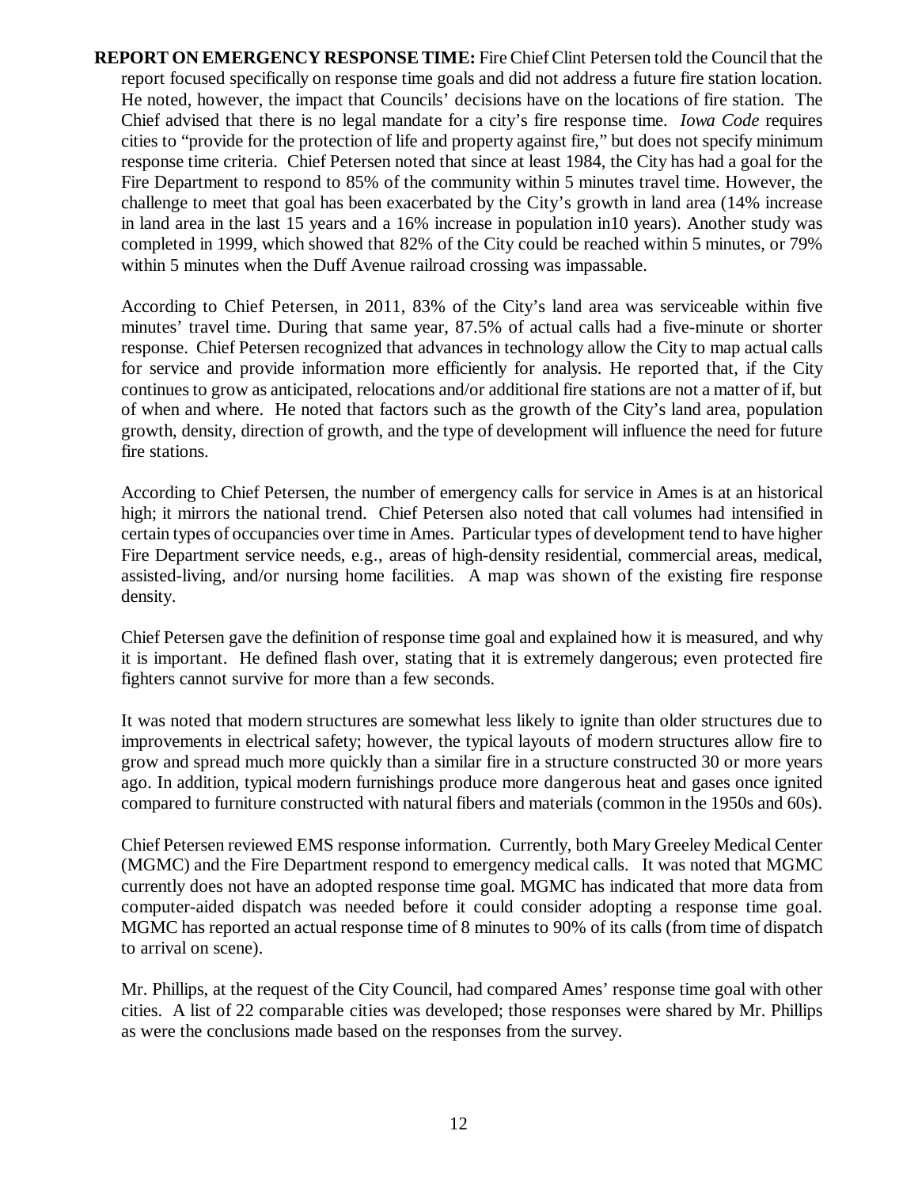**REPORT ON EMERGENCY RESPONSE TIME:** Fire Chief Clint Petersen told the Council that the report focused specifically on response time goals and did not address a future fire station location. He noted, however, the impact that Councils' decisions have on the locations of fire station. The Chief advised that there is no legal mandate for a city's fire response time. *Iowa Code* requires cities to "provide for the protection of life and property against fire," but does not specify minimum response time criteria. Chief Petersen noted that since at least 1984, the City has had a goal for the Fire Department to respond to 85% of the community within 5 minutes travel time. However, the challenge to meet that goal has been exacerbated by the City's growth in land area (14% increase in land area in the last 15 years and a 16% increase in population in10 years). Another study was completed in 1999, which showed that 82% of the City could be reached within 5 minutes, or 79% within 5 minutes when the Duff Avenue railroad crossing was impassable.

According to Chief Petersen, in 2011, 83% of the City's land area was serviceable within five minutes' travel time. During that same year, 87.5% of actual calls had a five-minute or shorter response. Chief Petersen recognized that advances in technology allow the City to map actual calls for service and provide information more efficiently for analysis. He reported that, if the City continues to grow as anticipated, relocations and/or additional fire stations are not a matter of if, but of when and where. He noted that factors such as the growth of the City's land area, population growth, density, direction of growth, and the type of development will influence the need for future fire stations.

According to Chief Petersen, the number of emergency calls for service in Ames is at an historical high; it mirrors the national trend. Chief Petersen also noted that call volumes had intensified in certain types of occupancies over time in Ames. Particular types of development tend to have higher Fire Department service needs, e.g., areas of high-density residential, commercial areas, medical, assisted-living, and/or nursing home facilities. A map was shown of the existing fire response density.

Chief Petersen gave the definition of response time goal and explained how it is measured, and why it is important. He defined flash over, stating that it is extremely dangerous; even protected fire fighters cannot survive for more than a few seconds.

It was noted that modern structures are somewhat less likely to ignite than older structures due to improvements in electrical safety; however, the typical layouts of modern structures allow fire to grow and spread much more quickly than a similar fire in a structure constructed 30 or more years ago. In addition, typical modern furnishings produce more dangerous heat and gases once ignited compared to furniture constructed with natural fibers and materials (common in the 1950s and 60s).

Chief Petersen reviewed EMS response information. Currently, both Mary Greeley Medical Center (MGMC) and the Fire Department respond to emergency medical calls. It was noted that MGMC currently does not have an adopted response time goal. MGMC has indicated that more data from computer-aided dispatch was needed before it could consider adopting a response time goal. MGMC has reported an actual response time of 8 minutes to 90% of its calls (from time of dispatch to arrival on scene).

Mr. Phillips, at the request of the City Council, had compared Ames' response time goal with other cities. A list of 22 comparable cities was developed; those responses were shared by Mr. Phillips as were the conclusions made based on the responses from the survey.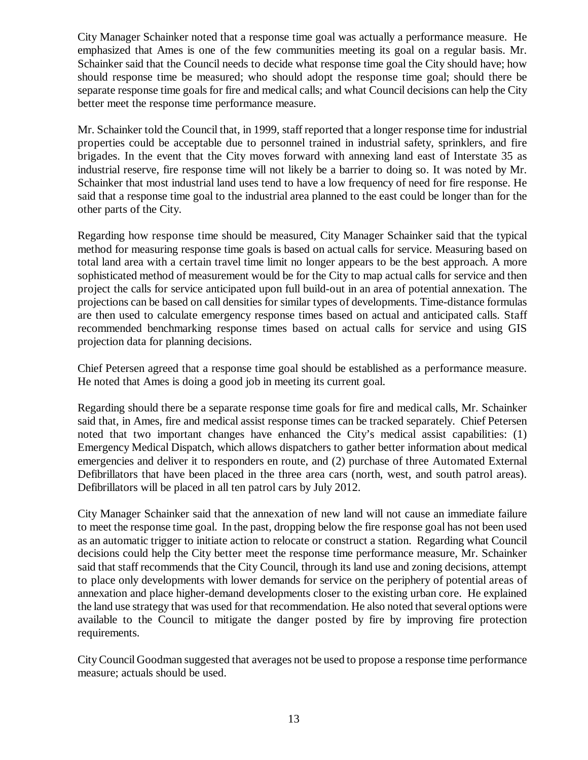City Manager Schainker noted that a response time goal was actually a performance measure. He emphasized that Ames is one of the few communities meeting its goal on a regular basis. Mr. Schainker said that the Council needs to decide what response time goal the City should have; how should response time be measured; who should adopt the response time goal; should there be separate response time goals for fire and medical calls; and what Council decisions can help the City better meet the response time performance measure.

Mr. Schainker told the Council that, in 1999, staff reported that a longer response time for industrial properties could be acceptable due to personnel trained in industrial safety, sprinklers, and fire brigades. In the event that the City moves forward with annexing land east of Interstate 35 as industrial reserve, fire response time will not likely be a barrier to doing so. It was noted by Mr. Schainker that most industrial land uses tend to have a low frequency of need for fire response. He said that a response time goal to the industrial area planned to the east could be longer than for the other parts of the City.

Regarding how response time should be measured, City Manager Schainker said that the typical method for measuring response time goals is based on actual calls for service. Measuring based on total land area with a certain travel time limit no longer appears to be the best approach. A more sophisticated method of measurement would be for the City to map actual calls for service and then project the calls for service anticipated upon full build-out in an area of potential annexation. The projections can be based on call densities for similar types of developments. Time-distance formulas are then used to calculate emergency response times based on actual and anticipated calls. Staff recommended benchmarking response times based on actual calls for service and using GIS projection data for planning decisions.

Chief Petersen agreed that a response time goal should be established as a performance measure. He noted that Ames is doing a good job in meeting its current goal.

Regarding should there be a separate response time goals for fire and medical calls, Mr. Schainker said that, in Ames, fire and medical assist response times can be tracked separately. Chief Petersen noted that two important changes have enhanced the City's medical assist capabilities: (1) Emergency Medical Dispatch, which allows dispatchers to gather better information about medical emergencies and deliver it to responders en route, and (2) purchase of three Automated External Defibrillators that have been placed in the three area cars (north, west, and south patrol areas). Defibrillators will be placed in all ten patrol cars by July 2012.

City Manager Schainker said that the annexation of new land will not cause an immediate failure to meet the response time goal. In the past, dropping below the fire response goal has not been used as an automatic trigger to initiate action to relocate or construct a station. Regarding what Council decisions could help the City better meet the response time performance measure, Mr. Schainker said that staff recommends that the City Council, through its land use and zoning decisions, attempt to place only developments with lower demands for service on the periphery of potential areas of annexation and place higher-demand developments closer to the existing urban core. He explained the land use strategy that was used for that recommendation. He also noted that several options were available to the Council to mitigate the danger posted by fire by improving fire protection requirements.

City Council Goodman suggested that averages not be used to propose a response time performance measure; actuals should be used.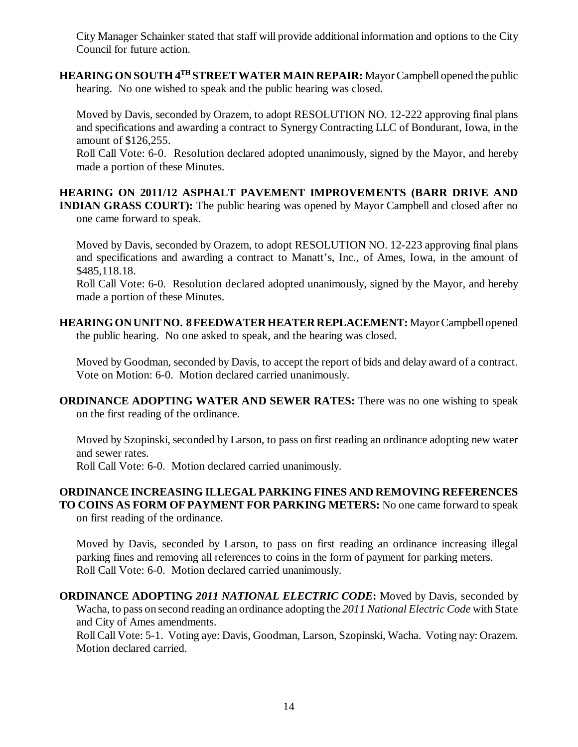City Manager Schainker stated that staff will provide additional information and options to the City Council for future action.

**HEARING ON SOUTH 4TH STREET WATER MAIN REPAIR:** Mayor Campbell opened the public hearing. No one wished to speak and the public hearing was closed.

Moved by Davis, seconded by Orazem, to adopt RESOLUTION NO. 12-222 approving final plans and specifications and awarding a contract to Synergy Contracting LLC of Bondurant, Iowa, in the amount of $126,255.

Roll Call Vote: 6-0. Resolution declared adopted unanimously, signed by the Mayor, and hereby made a portion of these Minutes.

**HEARING ON 2011/12 ASPHALT PAVEMENT IMPROVEMENTS (BARR DRIVE AND INDIAN GRASS COURT):** The public hearing was opened by Mayor Campbell and closed after no one came forward to speak.

Moved by Davis, seconded by Orazem, to adopt RESOLUTION NO. 12-223 approving final plans and specifications and awarding a contract to Manatt's, Inc., of Ames, Iowa, in the amount of $485,118.18.

Roll Call Vote: 6-0. Resolution declared adopted unanimously, signed by the Mayor, and hereby made a portion of these Minutes.

**HEARING ON UNIT NO. 8 FEEDWATER HEATER REPLACEMENT:** Mayor Campbell opened the public hearing. No one asked to speak, and the hearing was closed.

Moved by Goodman, seconded by Davis, to accept the report of bids and delay award of a contract.
Vote on Motion: 6-0. Motion declared carried unanimously.

**ORDINANCE ADOPTING WATER AND SEWER RATES:** There was no one wishing to speak on the first reading of the ordinance.

Moved by Szopinski, seconded by Larson, to pass on first reading an ordinance adopting new water and sewer rates.

Roll Call Vote: 6-0. Motion declared carried unanimously.

**ORDINANCE INCREASING ILLEGAL PARKING FINES AND REMOVING REFERENCES TO COINS AS FORM OF PAYMENT FOR PARKING METERS:** No one came forward to speak on first reading of the ordinance.

Moved by Davis, seconded by Larson, to pass on first reading an ordinance increasing illegal parking fines and removing all references to coins in the form of payment for parking meters.
Roll Call Vote: 6-0. Motion declared carried unanimously.

**ORDINANCE ADOPTING *2011 NATIONAL ELECTRIC CODE*:** Moved by Davis, seconded by Wacha, to pass on second reading an ordinance adopting the *2011 National Electric Code* with State and City of Ames amendments.

Roll Call Vote: 5-1. Voting aye: Davis, Goodman, Larson, Szopinski, Wacha. Voting nay: Orazem. Motion declared carried.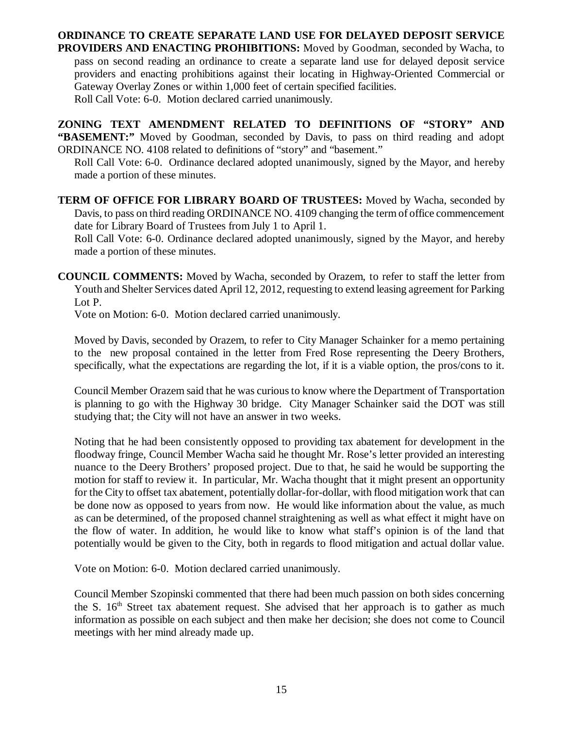**ORDINANCE TO CREATE SEPARATE LAND USE FOR DELAYED DEPOSIT SERVICE PROVIDERS AND ENACTING PROHIBITIONS:** Moved by Goodman, seconded by Wacha, to pass on second reading an ordinance to create a separate land use for delayed deposit service providers and enacting prohibitions against their locating in Highway-Oriented Commercial or Gateway Overlay Zones or within 1,000 feet of certain specified facilities.

Roll Call Vote: 6-0. Motion declared carried unanimously.

**ZONING TEXT AMENDMENT RELATED TO DEFINITIONS OF "STORY" AND "BASEMENT:"** Moved by Goodman, seconded by Davis, to pass on third reading and adopt ORDINANCE NO. 4108 related to definitions of "story" and "basement."

Roll Call Vote: 6-0. Ordinance declared adopted unanimously, signed by the Mayor, and hereby made a portion of these minutes.

**TERM OF OFFICE FOR LIBRARY BOARD OF TRUSTEES:** Moved by Wacha, seconded by Davis, to pass on third reading ORDINANCE NO. 4109 changing the term of office commencement date for Library Board of Trustees from July 1 to April 1.

Roll Call Vote: 6-0. Ordinance declared adopted unanimously, signed by the Mayor, and hereby made a portion of these minutes.

**COUNCIL COMMENTS:** Moved by Wacha, seconded by Orazem, to refer to staff the letter from Youth and Shelter Services dated April 12, 2012, requesting to extend leasing agreement for Parking Lot P.

Vote on Motion: 6-0. Motion declared carried unanimously.

Moved by Davis, seconded by Orazem, to refer to City Manager Schainker for a memo pertaining to the new proposal contained in the letter from Fred Rose representing the Deery Brothers, specifically, what the expectations are regarding the lot, if it is a viable option, the pros/cons to it.

Council Member Orazem said that he was curious to know where the Department of Transportation is planning to go with the Highway 30 bridge. City Manager Schainker said the DOT was still studying that; the City will not have an answer in two weeks.

Noting that he had been consistently opposed to providing tax abatement for development in the floodway fringe, Council Member Wacha said he thought Mr. Rose's letter provided an interesting nuance to the Deery Brothers' proposed project. Due to that, he said he would be supporting the motion for staff to review it. In particular, Mr. Wacha thought that it might present an opportunity for the City to offset tax abatement, potentially dollar-for-dollar, with flood mitigation work that can be done now as opposed to years from now. He would like information about the value, as much as can be determined, of the proposed channel straightening as well as what effect it might have on the flow of water. In addition, he would like to know what staff's opinion is of the land that potentially would be given to the City, both in regards to flood mitigation and actual dollar value.

Vote on Motion: 6-0. Motion declared carried unanimously.

Council Member Szopinski commented that there had been much passion on both sides concerning the S. 16th Street tax abatement request. She advised that her approach is to gather as much information as possible on each subject and then make her decision; she does not come to Council meetings with her mind already made up.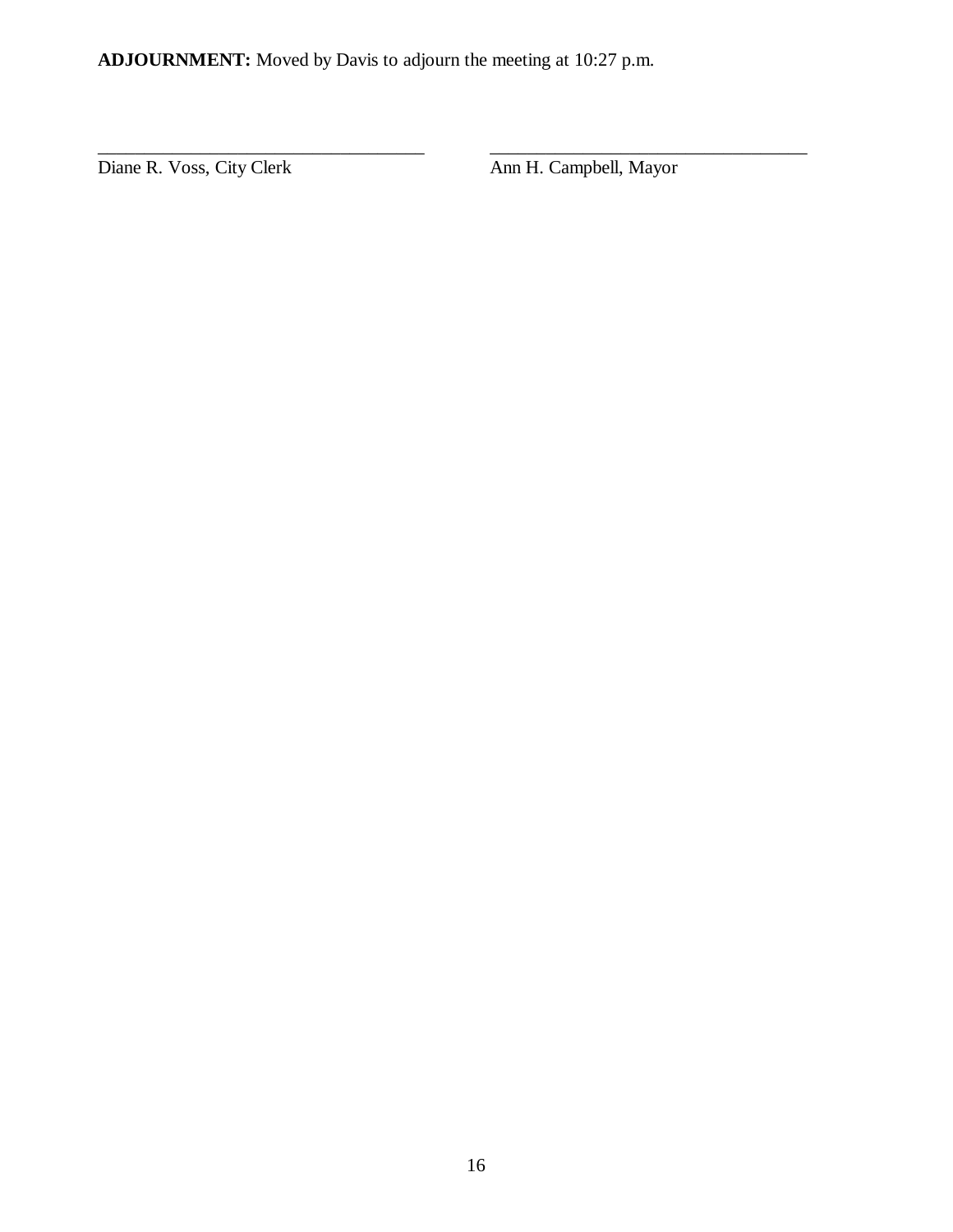**ADJOURNMENT:** Moved by Davis to adjourn the meeting at 10:27 p.m.

\_\_\_\_\_\_\_\_\_\_\_\_\_\_\_\_\_\_\_\_\_\_\_\_\_\_\_\_\_\_\_\_\_\_\_\_\_\_\_\_ \_\_\_\_\_\_\_\_\_\_\_\_\_\_\_\_\_\_\_\_\_\_\_\_\_\_\_\_\_\_\_\_\_\_\_\_\_\_\_\_

Diane R. Voss, City Clerk Ann H. Campbell, Mayor